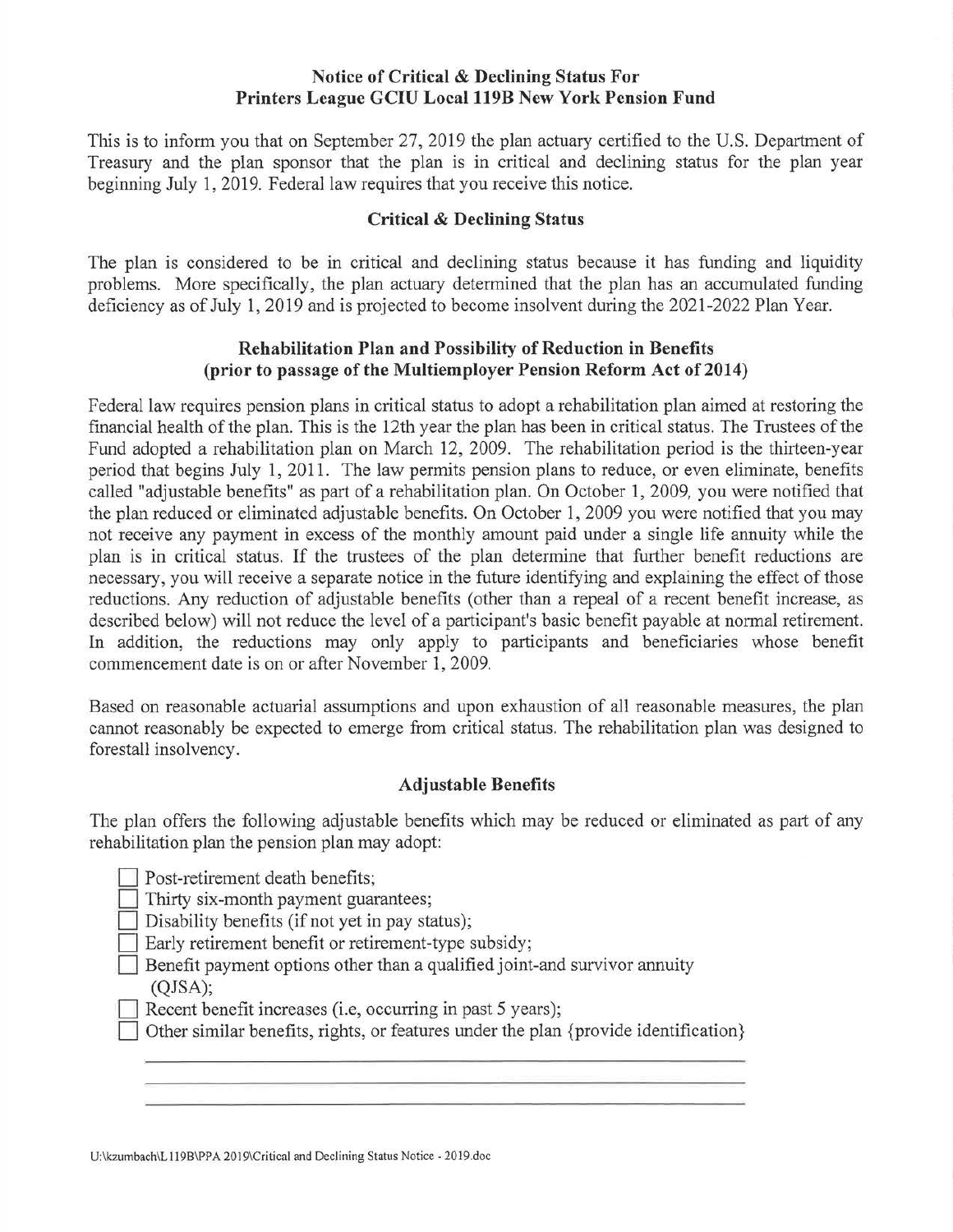# Notice of Critical & Declining Status For Printers League GCIU Local 119B New York Pension Fund

This is to inform you that on September 27, 2019 the plan actuary certified to the U.S. Department of Treasury and the plan sponsor that the plan is in critical and declining status for the plan year beginning July 1, 2019. Federal law requires that you receive this notice.

## Critical & Declining Status

The plan is considered to be in critical and declining status because it has funding and liquidity problems. More specifically, the plan actuary determined that the plan has an accumulated funding deficiency as of July 1, 2019 and is projected to become insolvent during the 2021-2022 Plan Year.

## Rehabilitation Plan and Possibility of Reduction in Benefits (prior to passage of the Multiemployer Pension Reform Act of 2014)

Federal law requires pension plans in critical status to adopt a rehabilitation plan aimed at restoring the financial health of the plan. This is the 12th year the plan has been in critical status. The Trustees of the Fund adopted a rehabilitation plan on March 12, 2009. The rehabilitation period is the thirteen-year period that begins July 1, 2011. The law permits pension plans to reduce, or even eliminate, benefits called "adjustable benefits" as part of a rehabilitation plan. On October 1, 2009, you were notified that the plan reduced or eliminated adjustable benefits. On October 1, 2009 you were notified that you may not receive any payment in excess of the monthly amount paid under a single life annuity while the plan is in critical status. If the trustees of the plan determine that further benefit reductions are necessary, you will receive a separate notice in the future identifying and explaining the effect of those reductions. Any reduction of adjustable benefits (other than a repeal of a recent benefit increase, as described below) will not reduce the level of a participant's basic benefit payable at normal retirement. In addition, the reductions may only apply to participants and beneficiaries whose benefit commencement date is on or after November 1, 2009.

Based on reasonable actuarial assumptions and upon exhaustion of all reasonable measures, the plan cannot reasonably be expected to emerge from critical status. The rehabilitation plan was designed to forestall insolvency.

## Adjustable Benefits

The plan offers the following adjustable benefits which may be reduced or eliminated as part of any rehabilitation plan the pension plan may adopt:

- ☐ Post-retirement death benefits;
- ☐ Thirty six-month payment guarantees;
- ☐ Disability benefits (if not yet in pay status);
- ☐ Early retirement benefit or retirement-type subsidy;
- ☐ Benefit payment options other than a qualified joint-and survivor annuity (QJSA);
- ☐ Recent benefit increases (i.e, occurring in past 5 years);
- ☐ Other similar benefits, rights, or features under the plan {provide identification}

\_\_\_\_\_\_\_\_\_\_\_\_\_\_\_\_\_\_\_\_\_\_\_\_\_\_\_\_\_\_\_\_\_\_\_\_\_\_\_\_

\_\_\_\_\_\_\_\_\_\_\_\_\_\_\_\_\_\_\_\_\_\_\_\_\_\_\_\_\_\_\_\_\_\_\_\_\_\_\_\_

\_\_\_\_\_\_\_\_\_\_\_\_\_\_\_\_\_\_\_\_\_\_\_\_\_\_\_\_\_\_\_\_\_\_\_\_\_\_\_\_

U:\kzumbach\L119B\PPA 2019\Critical and Declining Status Notice - 2019.doc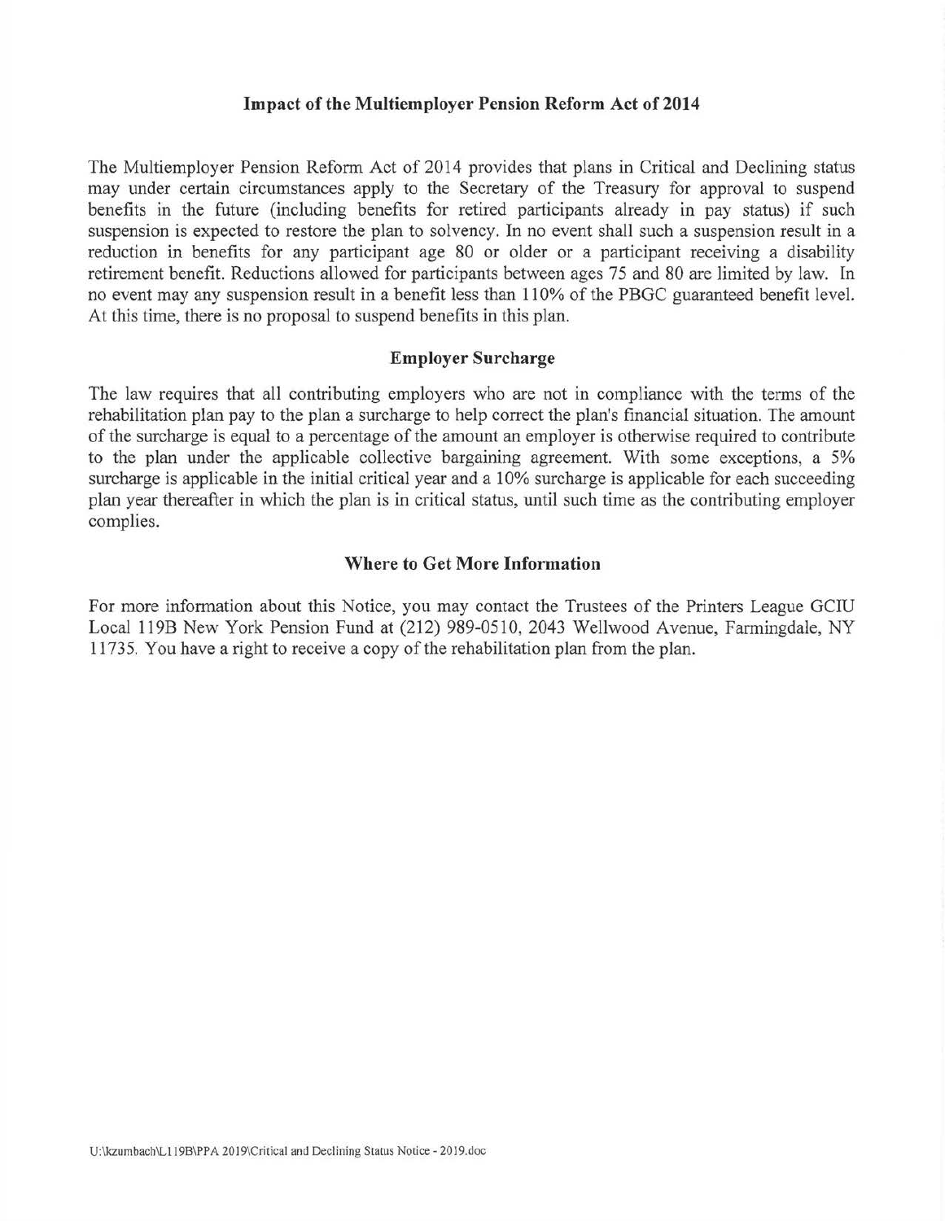## Impact of the Multiemployer Pension Reform Act of 2014

The Multiemployer Pension Reform Act of 2014 provides that plans in Critical and Declining status may under certain circumstances apply to the Secretary of the Treasury for approval to suspend benefits in the future (including benefits for retired participants already in pay status) if such suspension is expected to restore the plan to solvency. In no event shall such a suspension result in a reduction in benefits for any participant age 80 or older or a participant receiving a disability retirement benefit. Reductions allowed for participants between ages 75 and 80 are limited by law. In no event may any suspension result in a benefit less than 110% of the PBGC guaranteed benefit level. At this time, there is no proposal to suspend benefits in this plan.

## Employer Surcharge

The law requires that all contributing employers who are not in compliance with the terms of the rehabilitation plan pay to the plan a surcharge to help correct the plan's financial situation. The amount of the surcharge is equal to a percentage of the amount an employer is otherwise required to contribute to the plan under the applicable collective bargaining agreement. With some exceptions, a 5% surcharge is applicable in the initial critical year and a 10% surcharge is applicable for each succeeding plan year thereafter in which the plan is in critical status, until such time as the contributing employer complies.

## Where to Get More Information

For more information about this Notice, you may contact the Trustees of the Printers League GCIU Local 119B New York Pension Fund at (212) 989-0510, 2043 Wellwood Avenue, Farmingdale, NY 11735. You have a right to receive a copy of the rehabilitation plan from the plan.

U:\kzumbach\L119B\PPA 2019\Critical and Declining Status Notice - 2019.doc